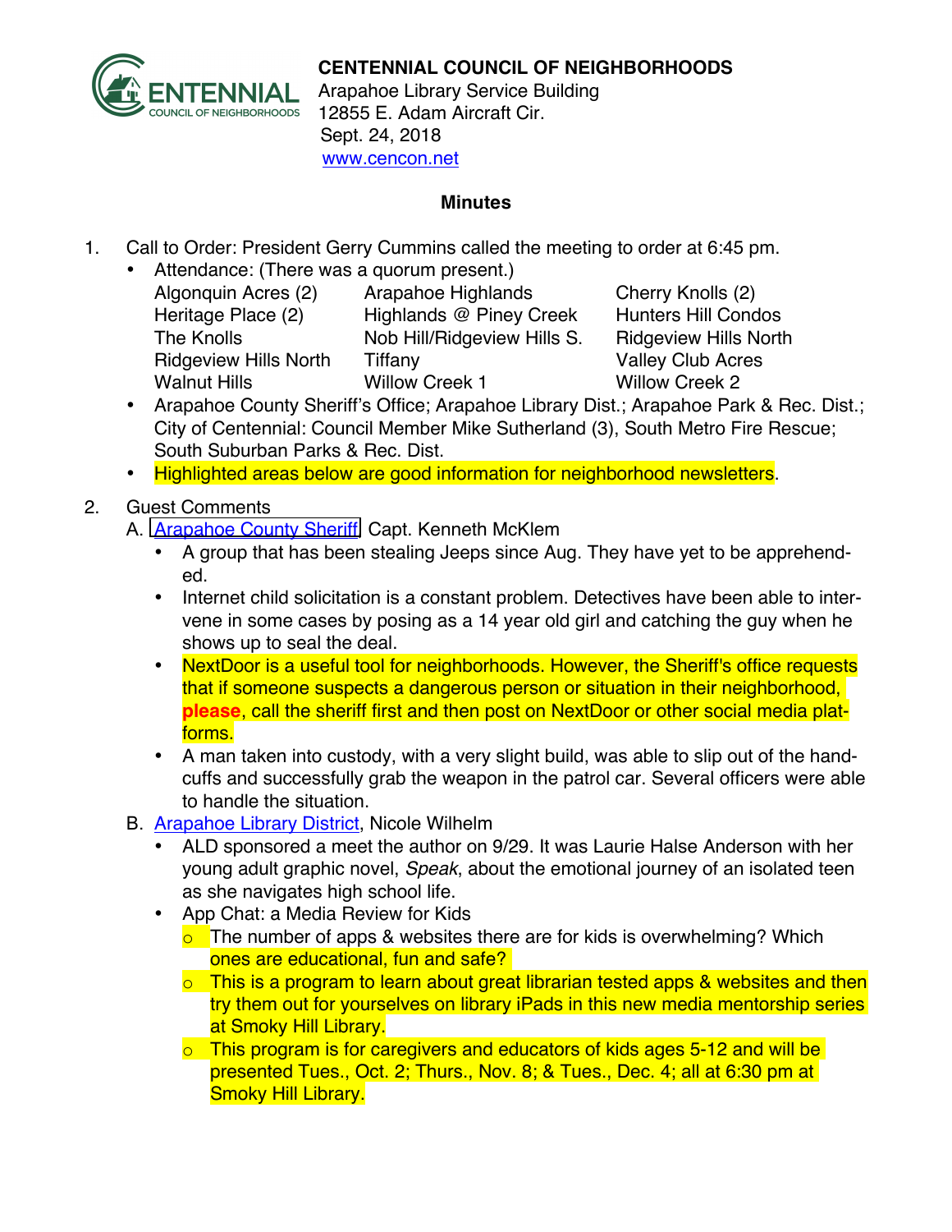**CENTENNIAL COUNCIL OF NEIGHBORHOODS**
Arapahoe Library Service Building
12855 E. Adam Aircraft Cir.
Sept. 24, 2018
www.cencon.net

## Minutes

1. Call to Order: President Gerry Cummins called the meeting to order at 6:45 pm.
   - Attendance: (There was a quorum present.)

     | | | |
     |---|---|---|
     | Algonquin Acres (2) | Arapahoe Highlands | Cherry Knolls (2) |
     | Heritage Place (2) | Highlands @ Piney Creek | Hunters Hill Condos |
     | The Knolls | Nob Hill/Ridgeview Hills S. | Ridgeview Hills North |
     | Ridgeview Hills North | Tiffany | Valley Club Acres |
     | Walnut Hills | Willow Creek 1 | Willow Creek 2 |

   - Arapahoe County Sheriff's Office; Arapahoe Library Dist.; Arapahoe Park & Rec. Dist.; City of Centennial: Council Member Mike Sutherland (3), South Metro Fire Rescue; South Suburban Parks & Rec. Dist.
   - Highlighted areas below are good information for neighborhood newsletters.

2. Guest Comments

   A. Arapahoe County Sheriff, Capt. Kenneth McKlem
   - A group that has been stealing Jeeps since Aug. They have yet to be apprehended.
   - Internet child solicitation is a constant problem. Detectives have been able to intervene in some cases by posing as a 14 year old girl and catching the guy when he shows up to seal the deal.
   - NextDoor is a useful tool for neighborhoods. However, the Sheriff's office requests that if someone suspects a dangerous person or situation in their neighborhood, **please**, call the sheriff first and then post on NextDoor or other social media platforms.
   - A man taken into custody, with a very slight build, was able to slip out of the handcuffs and successfully grab the weapon in the patrol car. Several officers were able to handle the situation.

   B. Arapahoe Library District, Nicole Wilhelm
   - ALD sponsored a meet the author on 9/29. It was Laurie Halse Anderson with her young adult graphic novel, *Speak*, about the emotional journey of an isolated teen as she navigates high school life.
   - App Chat: a Media Review for Kids
     - The number of apps & websites there are for kids is overwhelming? Which ones are educational, fun and safe?
     - This is a program to learn about great librarian tested apps & websites and then try them out for yourselves on library iPads in this new media mentorship series at Smoky Hill Library.
     - This program is for caregivers and educators of kids ages 5-12 and will be presented Tues., Oct. 2; Thurs., Nov. 8; & Tues., Dec. 4; all at 6:30 pm at Smoky Hill Library.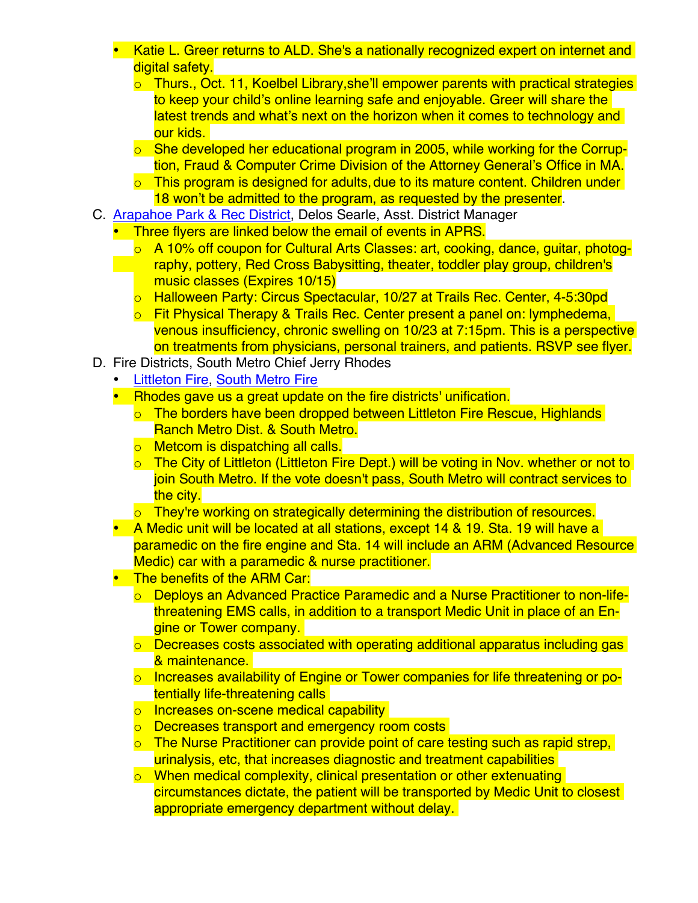- Katie L. Greer returns to ALD. She's a nationally recognized expert on internet and digital safety.
  - Thurs., Oct. 11, Koelbel Library,she'll empower parents with practical strategies to keep your child's online learning safe and enjoyable. Greer will share the latest trends and what's next on the horizon when it comes to technology and our kids.
  - She developed her educational program in 2005, while working for the Corruption, Fraud & Computer Crime Division of the Attorney General's Office in MA.
  - This program is designed for adults, due to its mature content. Children under 18 won't be admitted to the program, as requested by the presenter.

C. [Arapahoe Park & Rec District](), Delos Searle, Asst. District Manager

- Three flyers are linked below the email of events in APRS.
  - A 10% off coupon for Cultural Arts Classes: art, cooking, dance, guitar, photography, pottery, Red Cross Babysitting, theater, toddler play group, children's music classes (Expires 10/15)
  - Halloween Party: Circus Spectacular, 10/27 at Trails Rec. Center, 4-5:30pd
  - Fit Physical Therapy & Trails Rec. Center present a panel on: lymphedema, venous insufficiency, chronic swelling on 10/23 at 7:15pm. This is a perspective on treatments from physicians, personal trainers, and patients. RSVP see flyer.

D. Fire Districts, South Metro Chief Jerry Rhodes

- [Littleton Fire](), [South Metro Fire]()
- Rhodes gave us a great update on the fire districts' unification.
  - The borders have been dropped between Littleton Fire Rescue, Highlands Ranch Metro Dist. & South Metro.
  - Metcom is dispatching all calls.
  - The City of Littleton (Littleton Fire Dept.) will be voting in Nov. whether or not to join South Metro. If the vote doesn't pass, South Metro will contract services to the city.
  - They're working on strategically determining the distribution of resources.
- A Medic unit will be located at all stations, except 14 & 19. Sta. 19 will have a paramedic on the fire engine and Sta. 14 will include an ARM (Advanced Resource Medic) car with a paramedic & nurse practitioner.
- The benefits of the ARM Car:
  - Deploys an Advanced Practice Paramedic and a Nurse Practitioner to non-life-threatening EMS calls, in addition to a transport Medic Unit in place of an Engine or Tower company.
  - Decreases costs associated with operating additional apparatus including gas & maintenance.
  - Increases availability of Engine or Tower companies for life threatening or potentially life-threatening calls
  - Increases on-scene medical capability
  - Decreases transport and emergency room costs
  - The Nurse Practitioner can provide point of care testing such as rapid strep, urinalysis, etc, that increases diagnostic and treatment capabilities
  - When medical complexity, clinical presentation or other extenuating circumstances dictate, the patient will be transported by Medic Unit to closest appropriate emergency department without delay.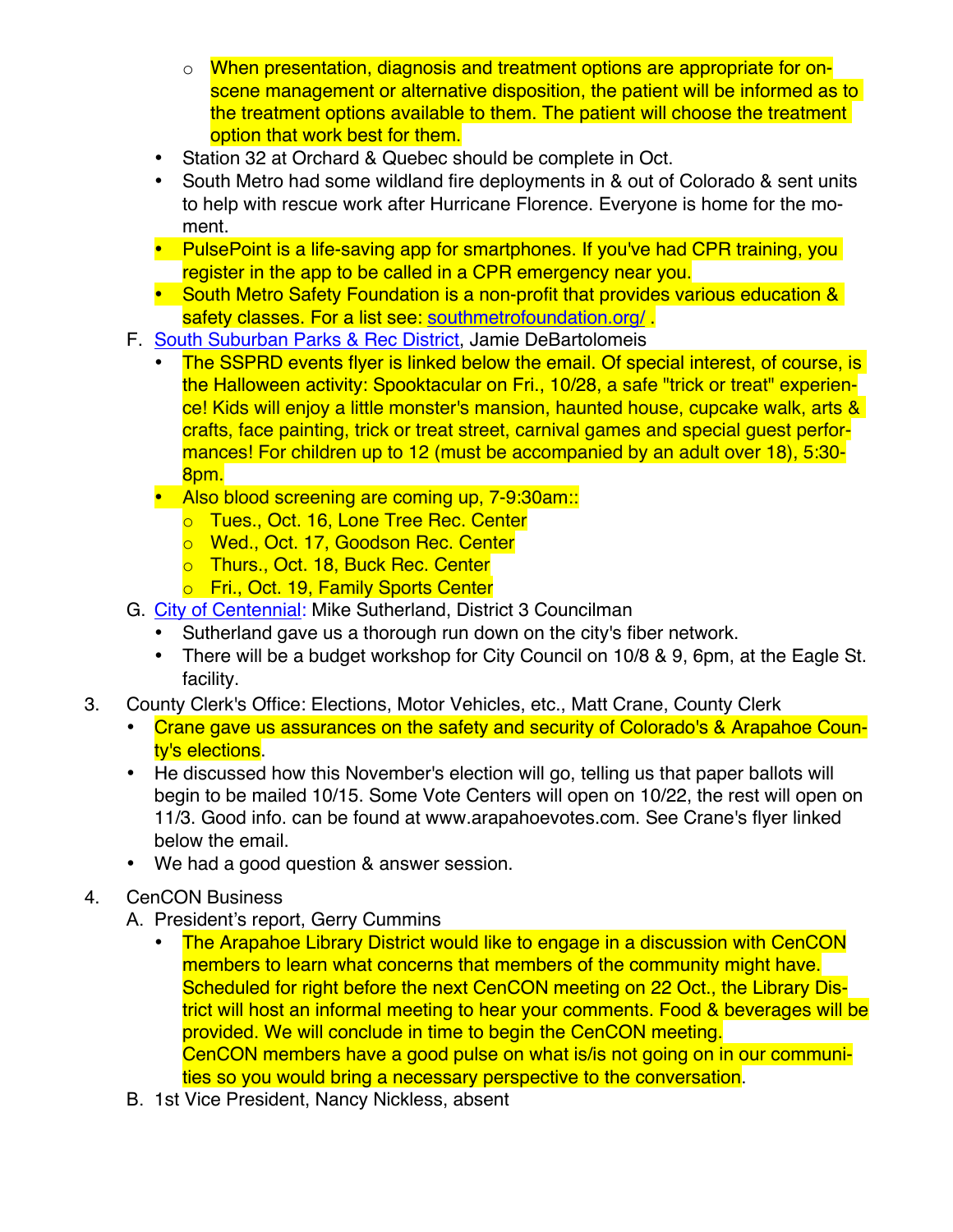- When presentation, diagnosis and treatment options are appropriate for on-scene management or alternative disposition, the patient will be informed as to the treatment options available to them. The patient will choose the treatment option that work best for them.
- Station 32 at Orchard & Quebec should be complete in Oct.
- South Metro had some wildland fire deployments in & out of Colorado & sent units to help with rescue work after Hurricane Florence. Everyone is home for the moment.
- PulsePoint is a life-saving app for smartphones. If you've had CPR training, you register in the app to be called in a CPR emergency near you.
- South Metro Safety Foundation is a non-profit that provides various education & safety classes. For a list see: southmetrofoundation.org/ .

F. South Suburban Parks & Rec District, Jamie DeBartolomeis
   - The SSPRD events flyer is linked below the email. Of special interest, of course, is the Halloween activity: Spooktacular on Fri., 10/28, a safe "trick or treat" experience! Kids will enjoy a little monster's mansion, haunted house, cupcake walk, arts & crafts, face painting, trick or treat street, carnival games and special guest performances! For children up to 12 (must be accompanied by an adult over 18), 5:30-8pm.
   - Also blood screening are coming up, 7-9:30am::
     - Tues., Oct. 16, Lone Tree Rec. Center
     - Wed., Oct. 17, Goodson Rec. Center
     - Thurs., Oct. 18, Buck Rec. Center
     - Fri., Oct. 19, Family Sports Center

G. City of Centennial: Mike Sutherland, District 3 Councilman
   - Sutherland gave us a thorough run down on the city's fiber network.
   - There will be a budget workshop for City Council on 10/8 & 9, 6pm, at the Eagle St. facility.

3. County Clerk's Office: Elections, Motor Vehicles, etc., Matt Crane, County Clerk
   - Crane gave us assurances on the safety and security of Colorado's & Arapahoe County's elections.
   - He discussed how this November's election will go, telling us that paper ballots will begin to be mailed 10/15. Some Vote Centers will open on 10/22, the rest will open on 11/3. Good info. can be found at www.arapahoevotes.com. See Crane's flyer linked below the email.
   - We had a good question & answer session.

4. CenCON Business

   A. President's report, Gerry Cummins
   - The Arapahoe Library District would like to engage in a discussion with CenCON members to learn what concerns that members of the community might have. Scheduled for right before the next CenCON meeting on 22 Oct., the Library District will host an informal meeting to hear your comments. Food & beverages will be provided. We will conclude in time to begin the CenCON meeting. CenCON members have a good pulse on what is/is not going on in our communities so you would bring a necessary perspective to the conversation.

   B. 1st Vice President, Nancy Nickless, absent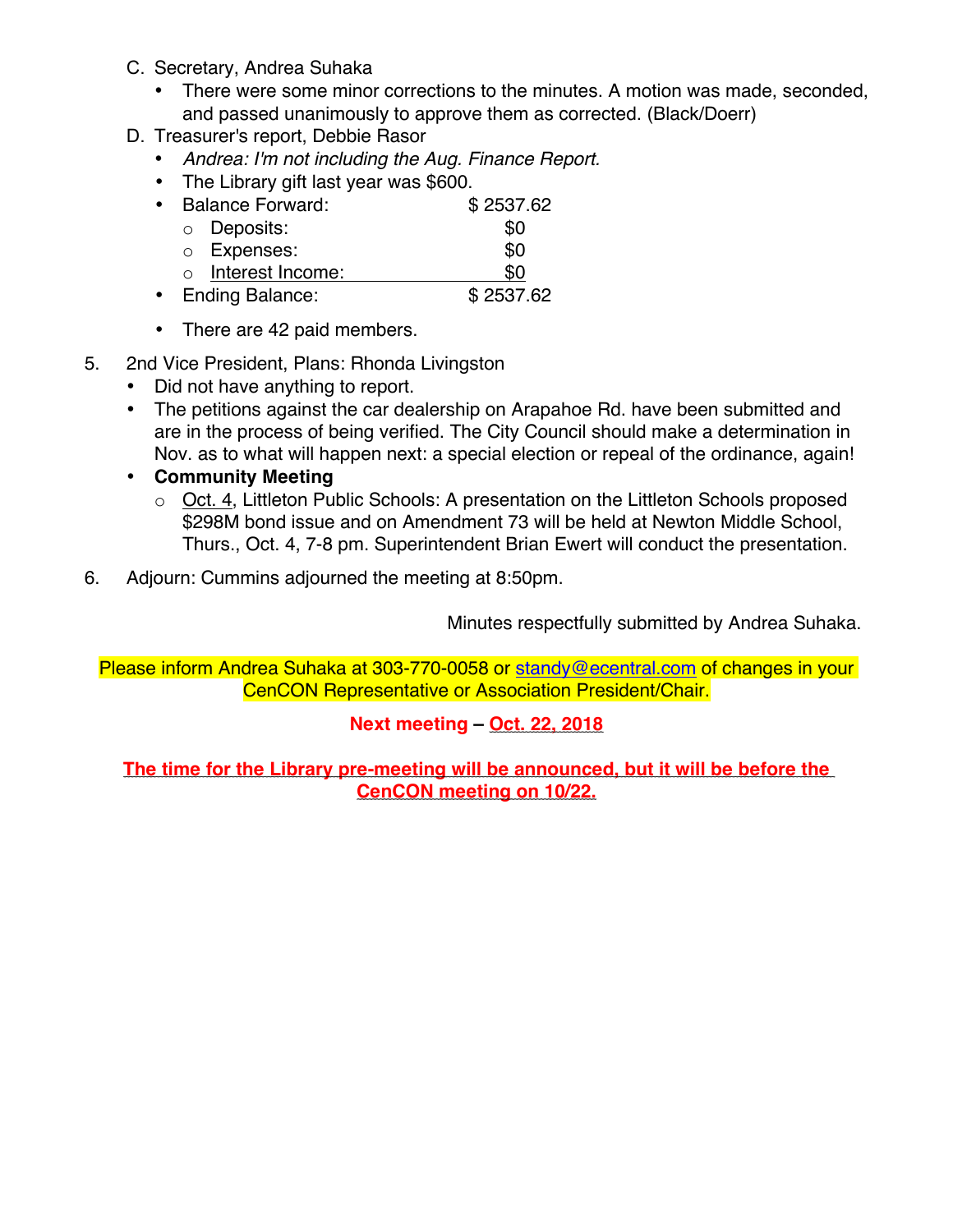C. Secretary, Andrea Suhaka
   - There were some minor corrections to the minutes. A motion was made, seconded, and passed unanimously to approve them as corrected. (Black/Doerr)

D. Treasurer's report, Debbie Rasor
   - *Andrea: I'm not including the Aug. Finance Report.*
   - The Library gift last year was $600.
   - Balance Forward: $ 2537.62
     - Deposits: $0
     - Expenses: $0
     - Interest Income: $0
   - Ending Balance: $ 2537.62
   - There are 42 paid members.

5. 2nd Vice President, Plans: Rhonda Livingston
   - Did not have anything to report.
   - The petitions against the car dealership on Arapahoe Rd. have been submitted and are in the process of being verified. The City Council should make a determination in Nov. as to what will happen next: a special election or repeal of the ordinance, again!
   - **Community Meeting**
     - Oct. 4, Littleton Public Schools: A presentation on the Littleton Schools proposed $298M bond issue and on Amendment 73 will be held at Newton Middle School, Thurs., Oct. 4, 7-8 pm. Superintendent Brian Ewert will conduct the presentation.

6. Adjourn: Cummins adjourned the meeting at 8:50pm.

Minutes respectfully submitted by Andrea Suhaka.

Please inform Andrea Suhaka at 303-770-0058 or standy@ecentral.com of changes in your CenCON Representative or Association President/Chair.

**Next meeting – Oct. 22, 2018**

**The time for the Library pre-meeting will be announced, but it will be before the CenCON meeting on 10/22.**